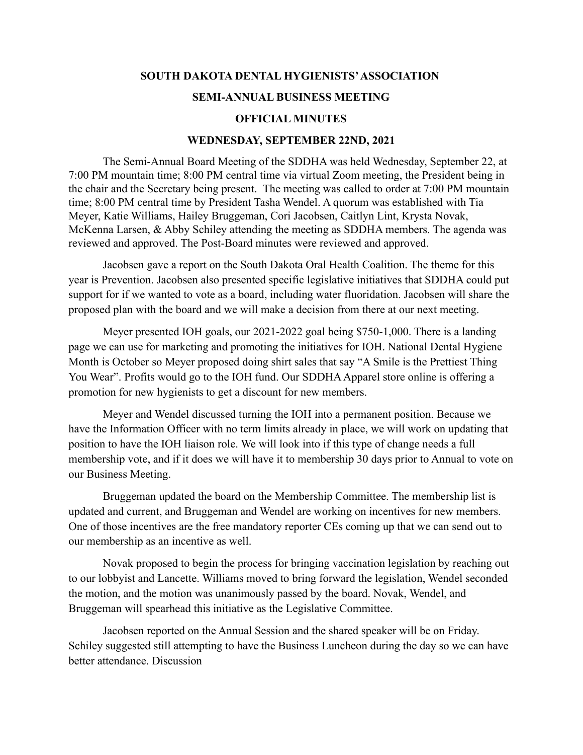# SOUTH DAKOTA DENTAL HYGIENISTS' ASSOCIATION

## SEMI-ANNUAL BUSINESS MEETING

## OFFICIAL MINUTES

## WEDNESDAY, SEPTEMBER 22ND, 2021

The Semi-Annual Board Meeting of the SDDHA was held Wednesday, September 22, at 7:00 PM mountain time; 8:00 PM central time via virtual Zoom meeting, the President being in the chair and the Secretary being present. The meeting was called to order at 7:00 PM mountain time; 8:00 PM central time by President Tasha Wendel. A quorum was established with Tia Meyer, Katie Williams, Hailey Bruggeman, Cori Jacobsen, Caitlyn Lint, Krysta Novak, McKenna Larsen, & Abby Schiley attending the meeting as SDDHA members. The agenda was reviewed and approved. The Post-Board minutes were reviewed and approved.

Jacobsen gave a report on the South Dakota Oral Health Coalition. The theme for this year is Prevention. Jacobsen also presented specific legislative initiatives that SDDHA could put support for if we wanted to vote as a board, including water fluoridation. Jacobsen will share the proposed plan with the board and we will make a decision from there at our next meeting.

Meyer presented IOH goals, our 2021-2022 goal being $750-1,000. There is a landing page we can use for marketing and promoting the initiatives for IOH. National Dental Hygiene Month is October so Meyer proposed doing shirt sales that say "A Smile is the Prettiest Thing You Wear". Profits would go to the IOH fund. Our SDDHA Apparel store online is offering a promotion for new hygienists to get a discount for new members.

Meyer and Wendel discussed turning the IOH into a permanent position. Because we have the Information Officer with no term limits already in place, we will work on updating that position to have the IOH liaison role. We will look into if this type of change needs a full membership vote, and if it does we will have it to membership 30 days prior to Annual to vote on our Business Meeting.

Bruggeman updated the board on the Membership Committee. The membership list is updated and current, and Bruggeman and Wendel are working on incentives for new members. One of those incentives are the free mandatory reporter CEs coming up that we can send out to our membership as an incentive as well.

Novak proposed to begin the process for bringing vaccination legislation by reaching out to our lobbyist and Lancette. Williams moved to bring forward the legislation, Wendel seconded the motion, and the motion was unanimously passed by the board. Novak, Wendel, and Bruggeman will spearhead this initiative as the Legislative Committee.

Jacobsen reported on the Annual Session and the shared speaker will be on Friday. Schiley suggested still attempting to have the Business Luncheon during the day so we can have better attendance. Discussion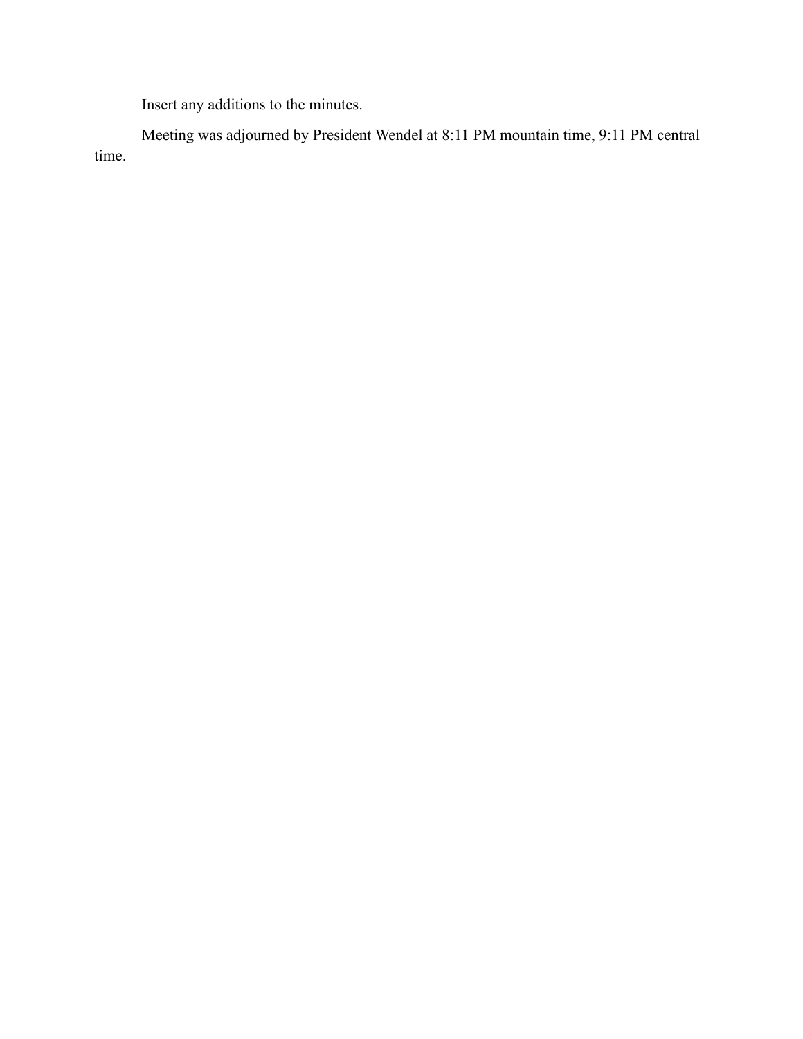Insert any additions to the minutes.

Meeting was adjourned by President Wendel at 8:11 PM mountain time, 9:11 PM central time.